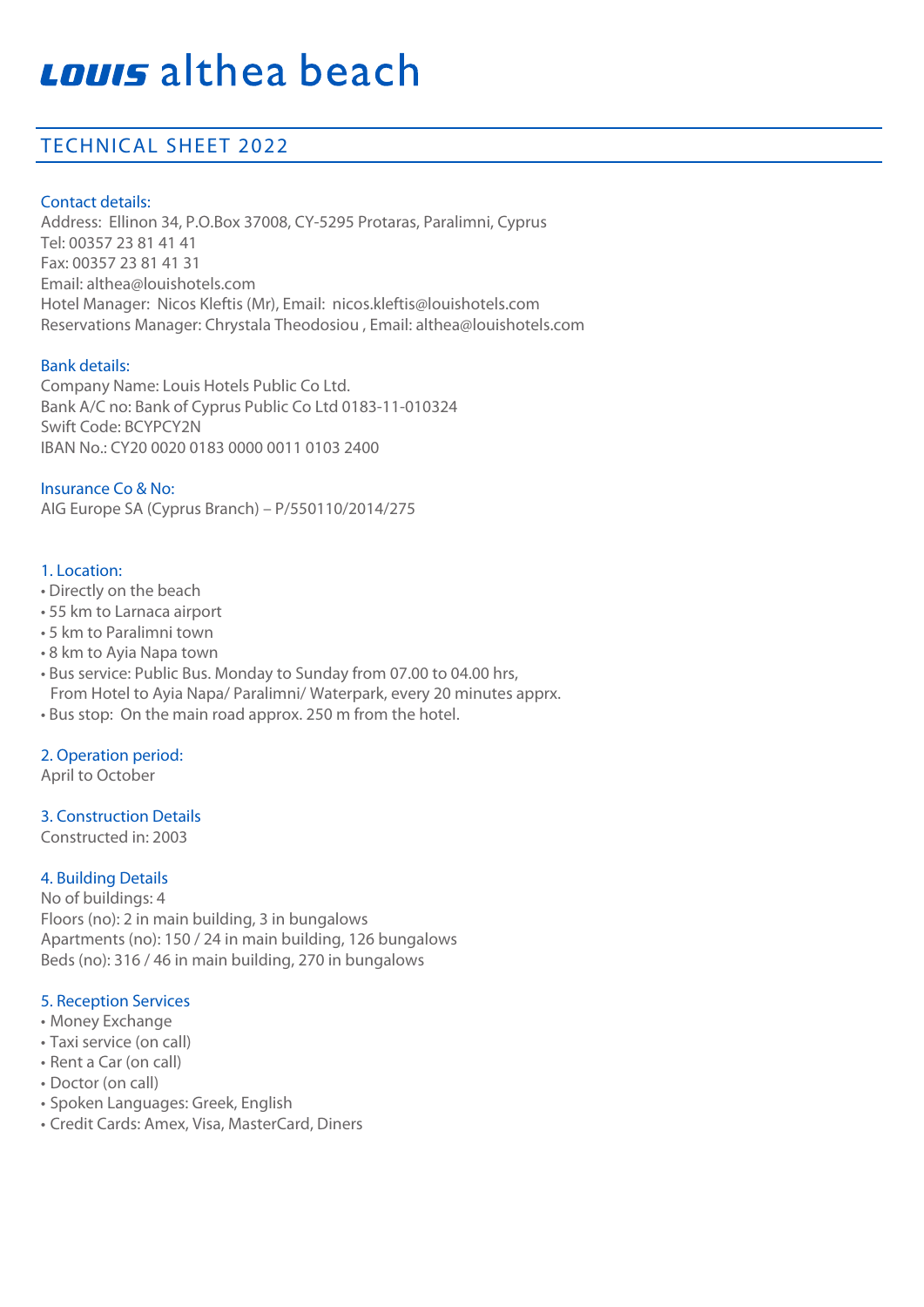# LOUIS althea beach

## TECHNICAL SHEET 2022

### Contact details:

Address: Ellinon 34, P.O.Box 37008, CY-5295 Protaras, Paralimni, Cyprus
Tel: 00357 23 81 41 41
Fax: 00357 23 81 41 31
Email: althea@louishotels.com
Hotel Manager: Nicos Kleftis (Mr), Email: nicos.kleftis@louishotels.com
Reservations Manager: Chrystala Theodosiou , Email: althea@louishotels.com

### Bank details:

Company Name: Louis Hotels Public Co Ltd.
Bank A/C no: Bank of Cyprus Public Co Ltd 0183-11-010324
Swift Code: BCYPCY2N
IBAN No.: CY20 0020 0183 0000 0011 0103 2400

### Insurance Co & No:

AIG Europe SA (Cyprus Branch) – P/550110/2014/275

### 1. Location:

- Directly on the beach
- 55 km to Larnaca airport
- 5 km to Paralimni town
- 8 km to Ayia Napa town
- Bus service: Public Bus. Monday to Sunday from 07.00 to 04.00 hrs, From Hotel to Ayia Napa/ Paralimni/ Waterpark, every 20 minutes apprx.
- Bus stop: On the main road approx. 250 m from the hotel.

### 2. Operation period:

April to October

### 3. Construction Details

Constructed in: 2003

### 4. Building Details

No of buildings: 4
Floors (no): 2 in main building, 3 in bungalows
Apartments (no): 150 / 24 in main building, 126 bungalows
Beds (no): 316 / 46 in main building, 270 in bungalows

### 5. Reception Services

- Money Exchange
- Taxi service (on call)
- Rent a Car (on call)
- Doctor (on call)
- Spoken Languages: Greek, English
- Credit Cards: Amex, Visa, MasterCard, Diners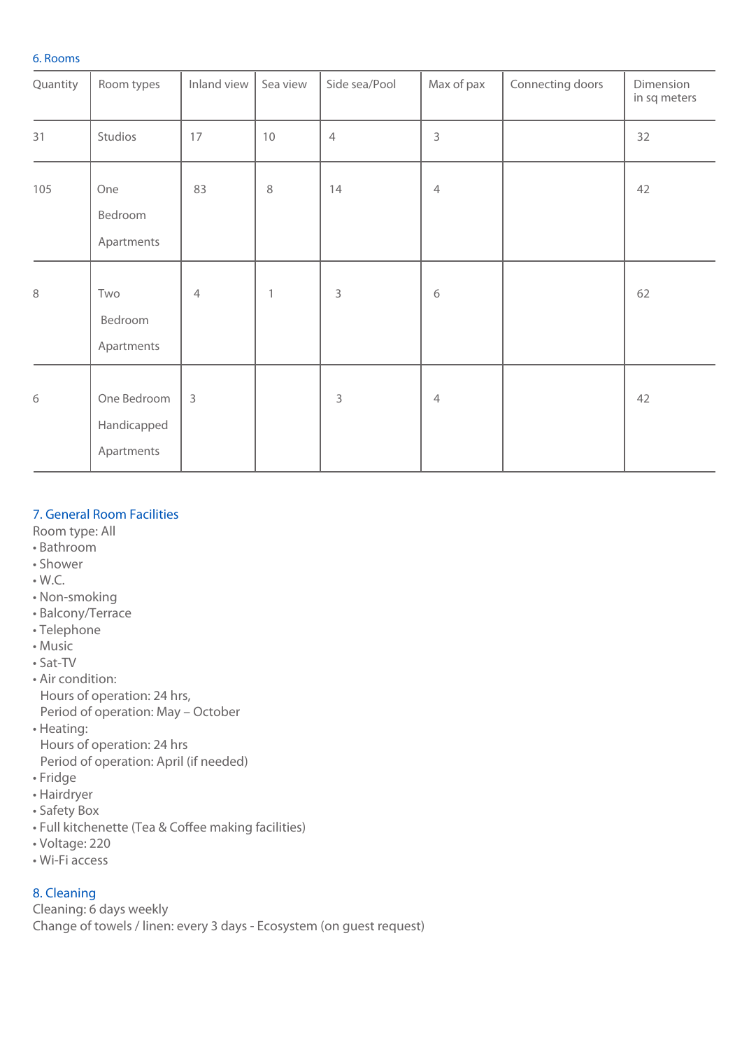## 6. Rooms

| Quantity | Room types | Inland view | Sea view | Side sea/Pool | Max of pax | Connecting doors | Dimension in sq meters |
|---|---|---|---|---|---|---|---|
| 31 | Studios | 17 | 10 | 4 | 3 | | 32 |
| 105 | One Bedroom Apartments | 83 | 8 | 14 | 4 | | 42 |
| 8 | Two Bedroom Apartments | 4 | 1 | 3 | 6 | | 62 |
| 6 | One Bedroom Handicapped Apartments | 3 | | 3 | 4 | | 42 |

## 7. General Room Facilities

Room type: All

- Bathroom
- Shower
- W.C.
- Non-smoking
- Balcony/Terrace
- Telephone
- Music
- Sat-TV
- Air condition:
  Hours of operation: 24 hrs,
  Period of operation: May – October
- Heating:
  Hours of operation: 24 hrs
  Period of operation: April (if needed)
- Fridge
- Hairdryer
- Safety Box
- Full kitchenette (Tea & Coffee making facilities)
- Voltage: 220
- Wi-Fi access

## 8. Cleaning

Cleaning: 6 days weekly
Change of towels / linen: every 3 days - Ecosystem (on guest request)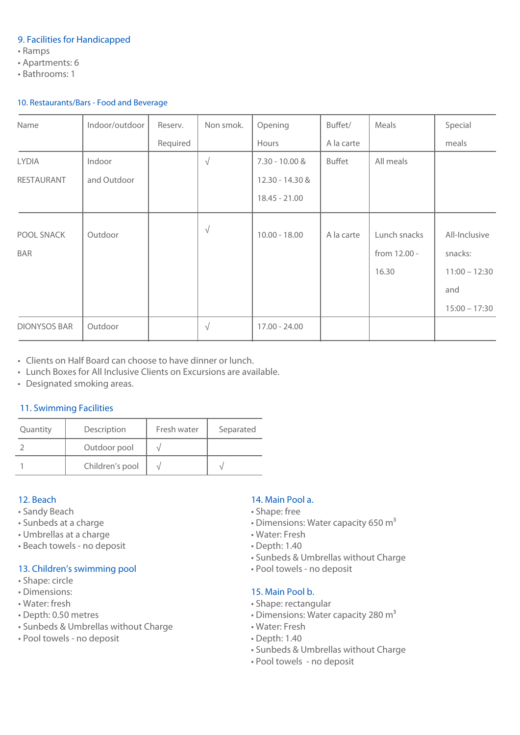### 9. Facilities for Handicapped

- Ramps
- Apartments: 6
- Bathrooms: 1

### 10. Restaurants/Bars - Food and Beverage

| Name | Indoor/outdoor | Reserv. Required | Non smok. | Opening Hours | Buffet/ A la carte | Meals | Special meals |
|---|---|---|---|---|---|---|---|
| LYDIA RESTAURANT | Indoor and Outdoor | | √ | 7.30 - 10.00 & 12.30 - 14.30 & 18.45 - 21.00 | Buffet | All meals | |
| POOL SNACK BAR | Outdoor | | √ | 10.00 - 18.00 | A la carte | Lunch snacks from 12.00 - 16.30 | All-Inclusive snacks: 11:00 – 12:30 and 15:00 – 17:30 |
| DIONYSOS BAR | Outdoor | | √ | 17.00 - 24.00 | | | |

- Clients on Half Board can choose to have dinner or lunch.
- Lunch Boxes for All Inclusive Clients on Excursions are available.
- Designated smoking areas.

### 11. Swimming Facilities

| Quantity | Description | Fresh water | Separated |
|---|---|---|---|
| 2 | Outdoor pool | √ | |
| 1 | Children's pool | √ | √ |

### 12. Beach

- Sandy Beach
- Sunbeds at a charge
- Umbrellas at a charge
- Beach towels - no deposit

### 13. Children's swimming pool

- Shape: circle
- Dimensions:
- Water: fresh
- Depth: 0.50 metres
- Sunbeds & Umbrellas without Charge
- Pool towels - no deposit

### 14. Main Pool a.

- Shape: free
- Dimensions: Water capacity 650 $m^3$
- Water: Fresh
- Depth: 1.40
- Sunbeds & Umbrellas without Charge
- Pool towels - no deposit

### 15. Main Pool b.

- Shape: rectangular
- Dimensions: Water capacity 280 $m^3$
- Water: Fresh
- Depth: 1.40
- Sunbeds & Umbrellas without Charge
- Pool towels - no deposit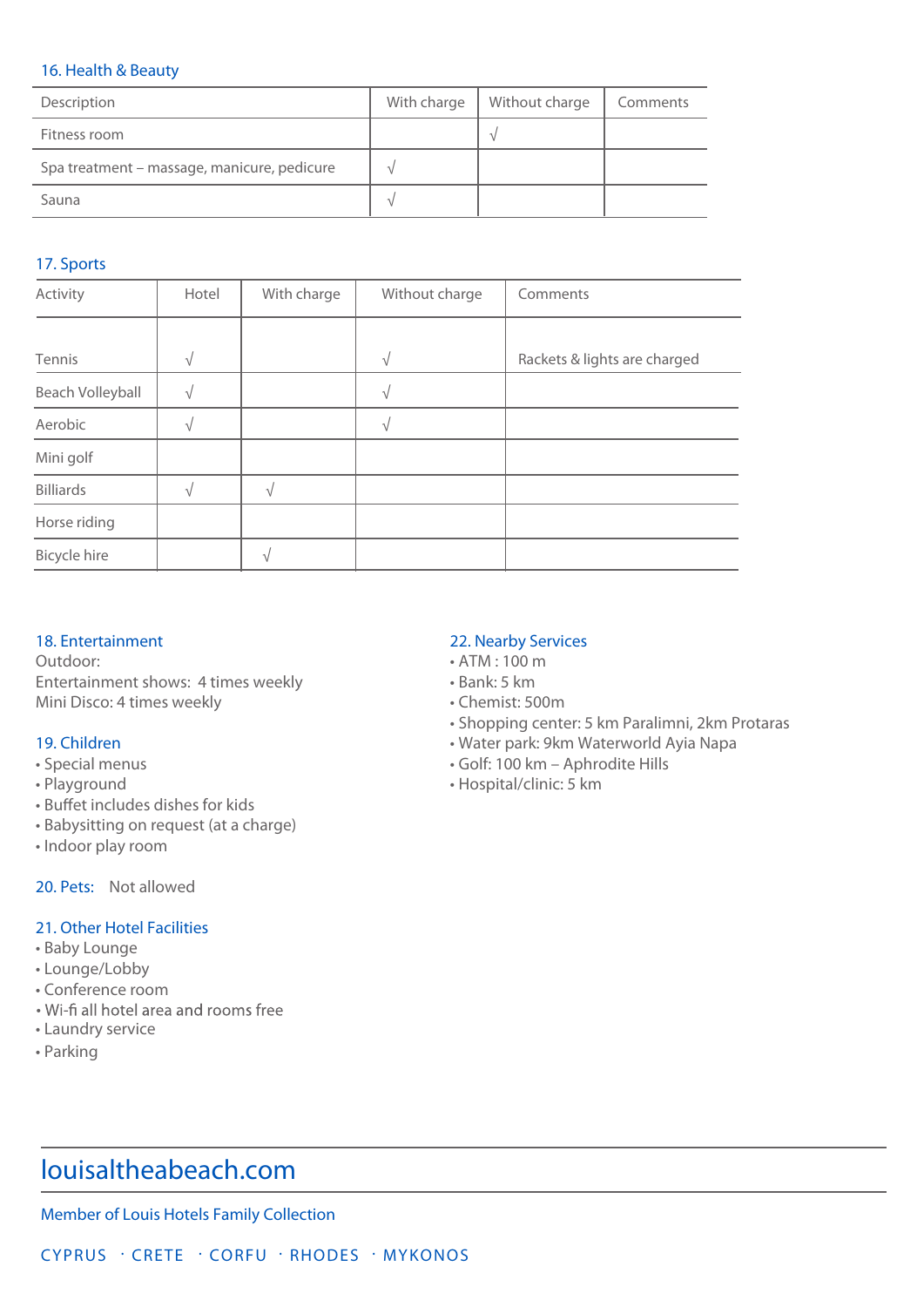## 16. Health & Beauty

| Description | With charge | Without charge | Comments |
|---|---|---|---|
| Fitness room | | √ | |
| Spa treatment – massage, manicure, pedicure | √ | | |
| Sauna | √ | | |

## 17. Sports

| Activity | Hotel | With charge | Without charge | Comments |
|---|---|---|---|---|
| Tennis | √ | | √ | Rackets & lights are charged |
| Beach Volleyball | √ | | √ | |
| Aerobic | √ | | √ | |
| Mini golf | | | | |
| Billiards | √ | √ | | |
| Horse riding | | | | |
| Bicycle hire | | √ | | |

## 18. Entertainment

Outdoor:
Entertainment shows: 4 times weekly
Mini Disco: 4 times weekly

## 19. Children

- Special menus
- Playground
- Buffet includes dishes for kids
- Babysitting on request (at a charge)
- Indoor play room

## 20. Pets: Not allowed

## 21. Other Hotel Facilities

- Baby Lounge
- Lounge/Lobby
- Conference room
- Wi-fi all hotel area and rooms free
- Laundry service
- Parking

## 22. Nearby Services

- ATM : 100 m
- Bank: 5 km
- Chemist: 500m
- Shopping center: 5 km Paralimni, 2km Protaras
- Water park: 9km Waterworld Ayia Napa
- Golf: 100 km – Aphrodite Hills
- Hospital/clinic: 5 km

louisaltheabeach.com

Member of Louis Hotels Family Collection

CYPRUS · CRETE · CORFU · RHODES · MYKONOS